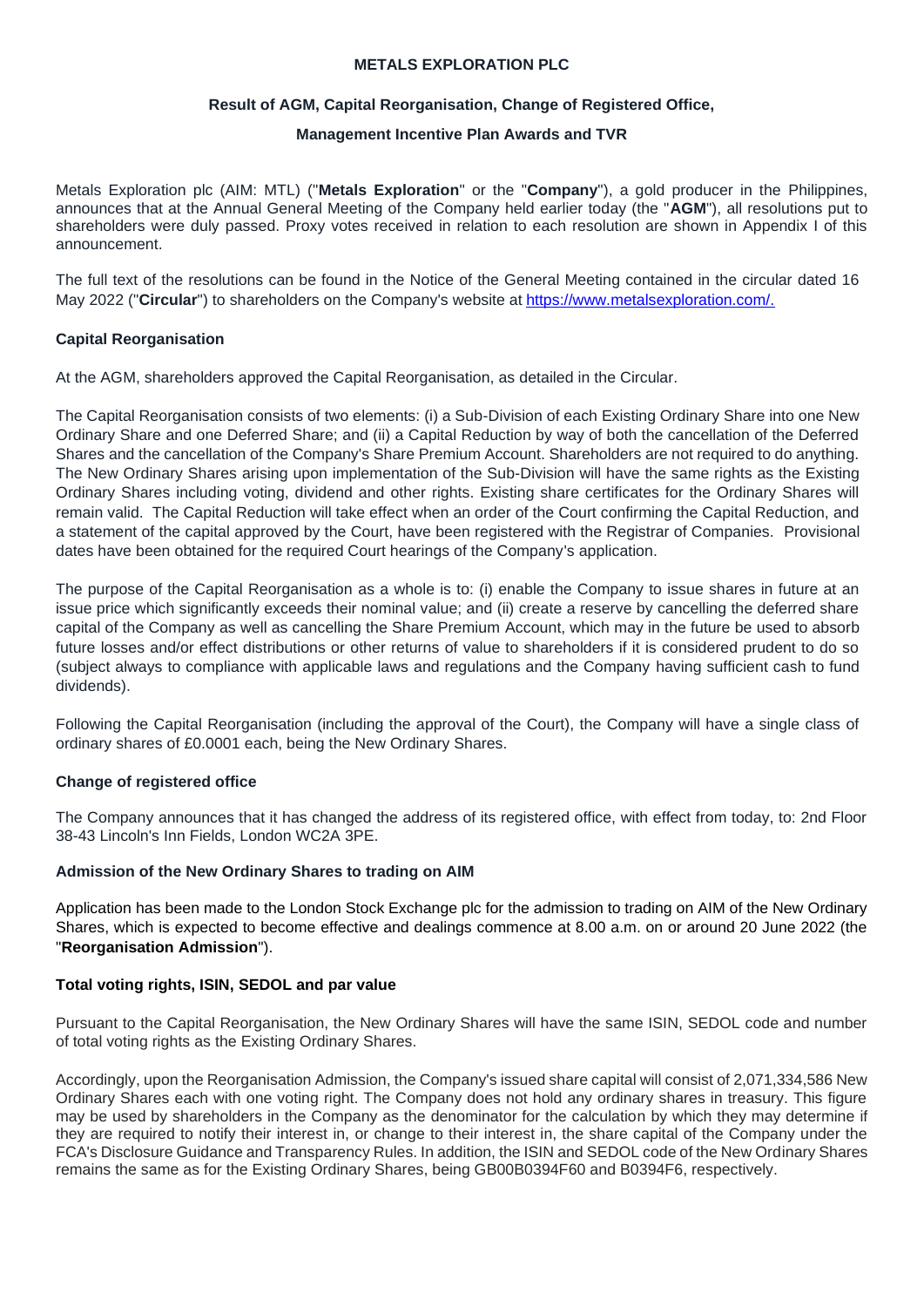# METALS EXPLORATION PLC

## Result of AGM, Capital Reorganisation, Change of Registered Office,

## Management Incentive Plan Awards and TVR

Metals Exploration plc (AIM: MTL) ("**Metals Exploration**" or the "**Company**"), a gold producer in the Philippines, announces that at the Annual General Meeting of the Company held earlier today (the "**AGM**"), all resolutions put to shareholders were duly passed. Proxy votes received in relation to each resolution are shown in Appendix I of this announcement.

The full text of the resolutions can be found in the Notice of the General Meeting contained in the circular dated 16 May 2022 ("**Circular**") to shareholders on the Company's website at https://www.metalsexploration.com/.

### Capital Reorganisation

At the AGM, shareholders approved the Capital Reorganisation, as detailed in the Circular.

The Capital Reorganisation consists of two elements: (i) a Sub-Division of each Existing Ordinary Share into one New Ordinary Share and one Deferred Share; and (ii) a Capital Reduction by way of both the cancellation of the Deferred Shares and the cancellation of the Company's Share Premium Account. Shareholders are not required to do anything. The New Ordinary Shares arising upon implementation of the Sub-Division will have the same rights as the Existing Ordinary Shares including voting, dividend and other rights. Existing share certificates for the Ordinary Shares will remain valid. The Capital Reduction will take effect when an order of the Court confirming the Capital Reduction, and a statement of the capital approved by the Court, have been registered with the Registrar of Companies. Provisional dates have been obtained for the required Court hearings of the Company's application.

The purpose of the Capital Reorganisation as a whole is to: (i) enable the Company to issue shares in future at an issue price which significantly exceeds their nominal value; and (ii) create a reserve by cancelling the deferred share capital of the Company as well as cancelling the Share Premium Account, which may in the future be used to absorb future losses and/or effect distributions or other returns of value to shareholders if it is considered prudent to do so (subject always to compliance with applicable laws and regulations and the Company having sufficient cash to fund dividends).

Following the Capital Reorganisation (including the approval of the Court), the Company will have a single class of ordinary shares of £0.0001 each, being the New Ordinary Shares.

### Change of registered office

The Company announces that it has changed the address of its registered office, with effect from today, to: 2nd Floor 38-43 Lincoln's Inn Fields, London WC2A 3PE.

### Admission of the New Ordinary Shares to trading on AIM

Application has been made to the London Stock Exchange plc for the admission to trading on AIM of the New Ordinary Shares, which is expected to become effective and dealings commence at 8.00 a.m. on or around 20 June 2022 (the "**Reorganisation Admission**").

### Total voting rights, ISIN, SEDOL and par value

Pursuant to the Capital Reorganisation, the New Ordinary Shares will have the same ISIN, SEDOL code and number of total voting rights as the Existing Ordinary Shares.

Accordingly, upon the Reorganisation Admission, the Company's issued share capital will consist of 2,071,334,586 New Ordinary Shares each with one voting right. The Company does not hold any ordinary shares in treasury. This figure may be used by shareholders in the Company as the denominator for the calculation by which they may determine if they are required to notify their interest in, or change to their interest in, the share capital of the Company under the FCA's Disclosure Guidance and Transparency Rules. In addition, the ISIN and SEDOL code of the New Ordinary Shares remains the same as for the Existing Ordinary Shares, being GB00B0394F60 and B0394F6, respectively.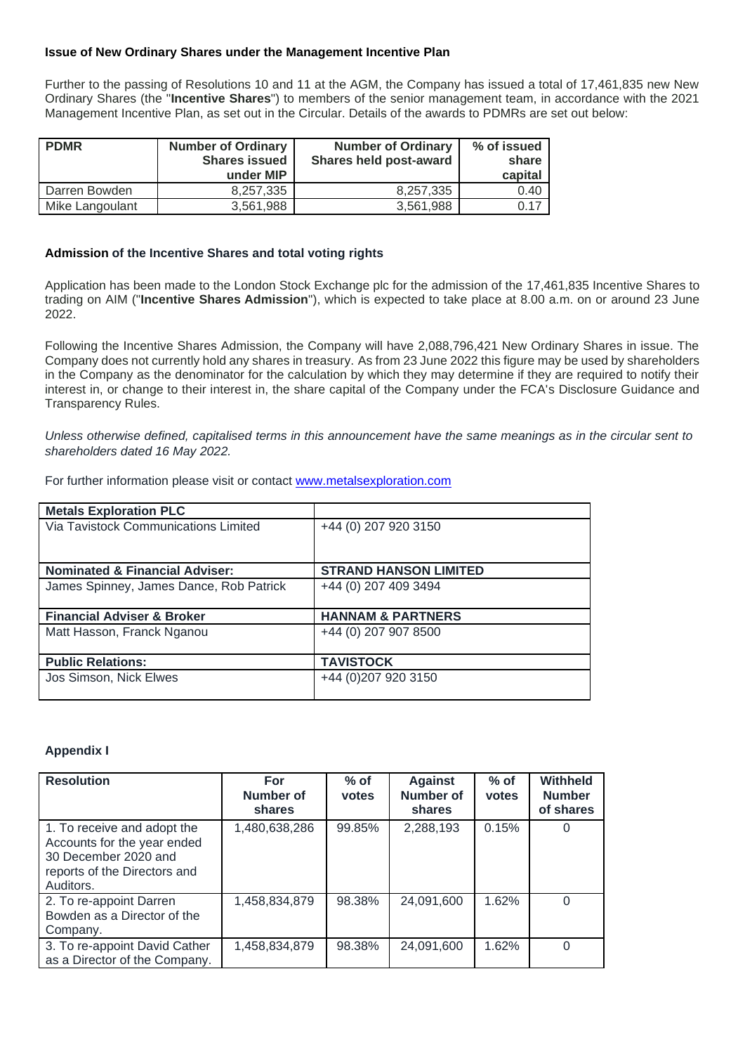**Issue of New Ordinary Shares under the Management Incentive Plan**

Further to the passing of Resolutions 10 and 11 at the AGM, the Company has issued a total of 17,461,835 new New Ordinary Shares (the "**Incentive Shares**") to members of the senior management team, in accordance with the 2021 Management Incentive Plan, as set out in the Circular. Details of the awards to PDMRs are set out below:

| PDMR | Number of Ordinary Shares issued under MIP | Number of Ordinary Shares held post-award | % of issued share capital |
|---|---|---|---|
| Darren Bowden | 8,257,335 | 8,257,335 | 0.40 |
| Mike Langoulant | 3,561,988 | 3,561,988 | 0.17 |

**Admission of the Incentive Shares and total voting rights**

Application has been made to the London Stock Exchange plc for the admission of the 17,461,835 Incentive Shares to trading on AIM ("**Incentive Shares Admission**"), which is expected to take place at 8.00 a.m. on or around 23 June 2022.

Following the Incentive Shares Admission, the Company will have 2,088,796,421 New Ordinary Shares in issue. The Company does not currently hold any shares in treasury. As from 23 June 2022 this figure may be used by shareholders in the Company as the denominator for the calculation by which they may determine if they are required to notify their interest in, or change to their interest in, the share capital of the Company under the FCA's Disclosure Guidance and Transparency Rules.

*Unless otherwise defined, capitalised terms in this announcement have the same meanings as in the circular sent to shareholders dated 16 May 2022.*

For further information please visit or contact www.metalsexploration.com

| **Metals Exploration PLC** | |
|---|---|
| Via Tavistock Communications Limited | +44 (0) 207 920 3150 |
| **Nominated & Financial Adviser:** | **STRAND HANSON LIMITED** |
| James Spinney, James Dance, Rob Patrick | +44 (0) 207 409 3494 |
| **Financial Adviser & Broker** | **HANNAM & PARTNERS** |
| Matt Hasson, Franck Nganou | +44 (0) 207 907 8500 |
| **Public Relations:** | **TAVISTOCK** |
| Jos Simson, Nick Elwes | +44 (0)207 920 3150 |

**Appendix I**

| Resolution | For Number of shares | % of votes | Against Number of shares | % of votes | Withheld Number of shares |
|---|---|---|---|---|---|
| 1. To receive and adopt the Accounts for the year ended 30 December 2020 and reports of the Directors and Auditors. | 1,480,638,286 | 99.85% | 2,288,193 | 0.15% | 0 |
| 2. To re-appoint Darren Bowden as a Director of the Company. | 1,458,834,879 | 98.38% | 24,091,600 | 1.62% | 0 |
| 3. To re-appoint David Cather as a Director of the Company. | 1,458,834,879 | 98.38% | 24,091,600 | 1.62% | 0 |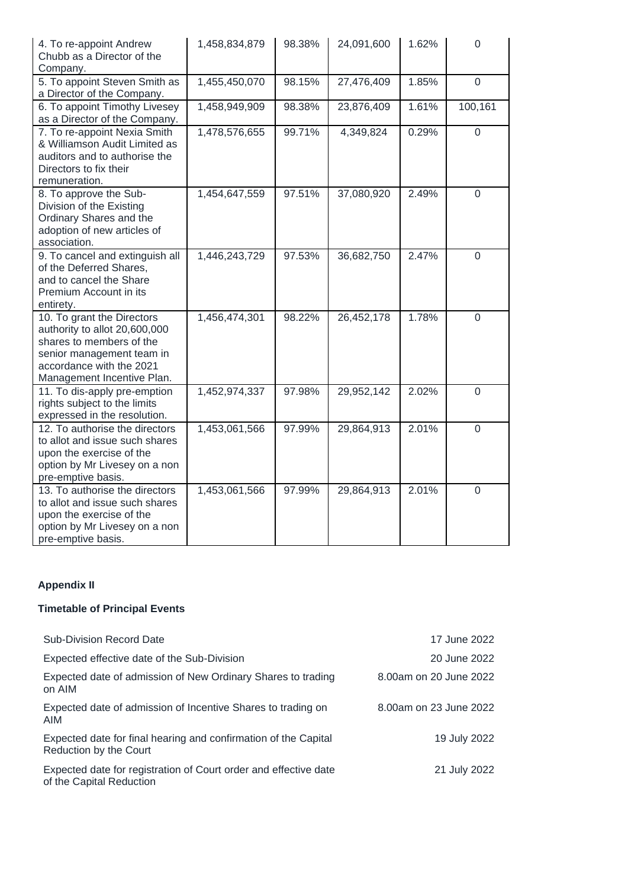| | | | | | |
|---|---|---|---|---|---|
| 4. To re-appoint Andrew Chubb as a Director of the Company. | 1,458,834,879 | 98.38% | 24,091,600 | 1.62% | 0 |
| 5. To appoint Steven Smith as a Director of the Company. | 1,455,450,070 | 98.15% | 27,476,409 | 1.85% | 0 |
| 6. To appoint Timothy Livesey as a Director of the Company. | 1,458,949,909 | 98.38% | 23,876,409 | 1.61% | 100,161 |
| 7. To re-appoint Nexia Smith & Williamson Audit Limited as auditors and to authorise the Directors to fix their remuneration. | 1,478,576,655 | 99.71% | 4,349,824 | 0.29% | 0 |
| 8. To approve the Sub-Division of the Existing Ordinary Shares and the adoption of new articles of association. | 1,454,647,559 | 97.51% | 37,080,920 | 2.49% | 0 |
| 9. To cancel and extinguish all of the Deferred Shares, and to cancel the Share Premium Account in its entirety. | 1,446,243,729 | 97.53% | 36,682,750 | 2.47% | 0 |
| 10. To grant the Directors authority to allot 20,600,000 shares to members of the senior management team in accordance with the 2021 Management Incentive Plan. | 1,456,474,301 | 98.22% | 26,452,178 | 1.78% | 0 |
| 11. To dis-apply pre-emption rights subject to the limits expressed in the resolution. | 1,452,974,337 | 97.98% | 29,952,142 | 2.02% | 0 |
| 12. To authorise the directors to allot and issue such shares upon the exercise of the option by Mr Livesey on a non pre-emptive basis. | 1,453,061,566 | 97.99% | 29,864,913 | 2.01% | 0 |
| 13. To authorise the directors to allot and issue such shares upon the exercise of the option by Mr Livesey on a non pre-emptive basis. | 1,453,061,566 | 97.99% | 29,864,913 | 2.01% | 0 |

**Appendix II**

**Timetable of Principal Events**

| | |
|---|---|
| Sub-Division Record Date | 17 June 2022 |
| Expected effective date of the Sub-Division | 20 June 2022 |
| Expected date of admission of New Ordinary Shares to trading on AIM | 8.00am on 20 June 2022 |
| Expected date of admission of Incentive Shares to trading on AIM | 8.00am on 23 June 2022 |
| Expected date for final hearing and confirmation of the Capital Reduction by the Court | 19 July 2022 |
| Expected date for registration of Court order and effective date of the Capital Reduction | 21 July 2022 |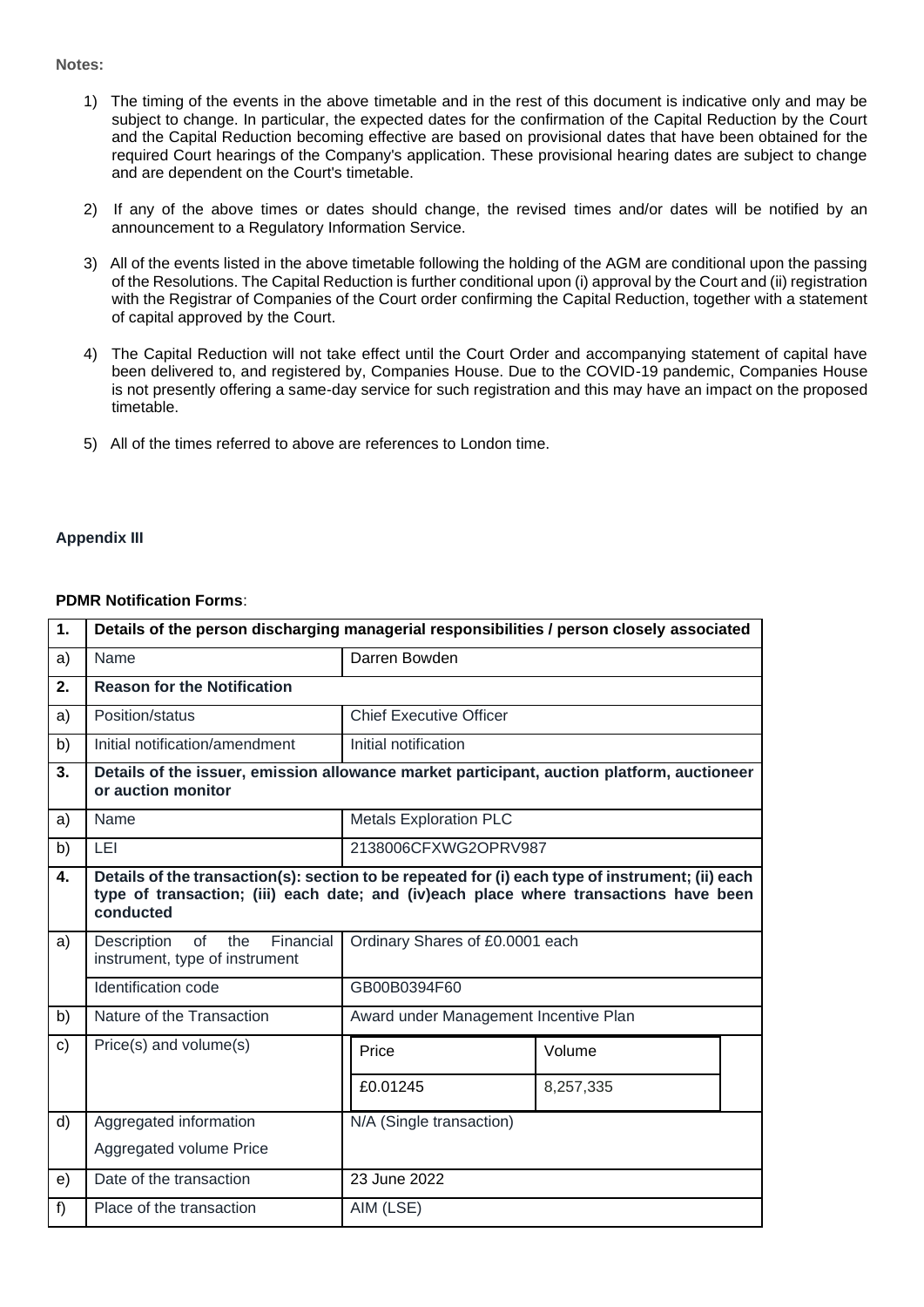**Notes:**

1) The timing of the events in the above timetable and in the rest of this document is indicative only and may be subject to change. In particular, the expected dates for the confirmation of the Capital Reduction by the Court and the Capital Reduction becoming effective are based on provisional dates that have been obtained for the required Court hearings of the Company's application. These provisional hearing dates are subject to change and are dependent on the Court's timetable.

2) If any of the above times or dates should change, the revised times and/or dates will be notified by an announcement to a Regulatory Information Service.

3) All of the events listed in the above timetable following the holding of the AGM are conditional upon the passing of the Resolutions. The Capital Reduction is further conditional upon (i) approval by the Court and (ii) registration with the Registrar of Companies of the Court order confirming the Capital Reduction, together with a statement of capital approved by the Court.

4) The Capital Reduction will not take effect until the Court Order and accompanying statement of capital have been delivered to, and registered by, Companies House. Due to the COVID-19 pandemic, Companies House is not presently offering a same-day service for such registration and this may have an impact on the proposed timetable.

5) All of the times referred to above are references to London time.

**Appendix III**

**PDMR Notification Forms**:

| **1.** | **Details of the person discharging managerial responsibilities / person closely associated** | |
|---|---|---|
| a) | Name | Darren Bowden |
| **2.** | **Reason for the Notification** | |
| a) | Position/status | Chief Executive Officer |
| b) | Initial notification/amendment | Initial notification |
| **3.** | **Details of the issuer, emission allowance market participant, auction platform, auctioneer or auction monitor** | |
| a) | Name | Metals Exploration PLC |
| b) | LEI | 2138006CFXWG2OPRV987 |
| **4.** | **Details of the transaction(s): section to be repeated for (i) each type of instrument; (ii) each type of transaction; (iii) each date; and (iv)each place where transactions have been conducted** | |
| a) | Description of the Financial instrument, type of instrument | Ordinary Shares of £0.0001 each |
| | Identification code | GB00B0394F60 |
| b) | Nature of the Transaction | Award under Management Incentive Plan |
| c) | Price(s) and volume(s) | Price: £0.01245 / Volume: 8,257,335 |
| d) | Aggregated information<br>Aggregated volume Price | N/A (Single transaction) |
| e) | Date of the transaction | 23 June 2022 |
| f) | Place of the transaction | AIM (LSE) |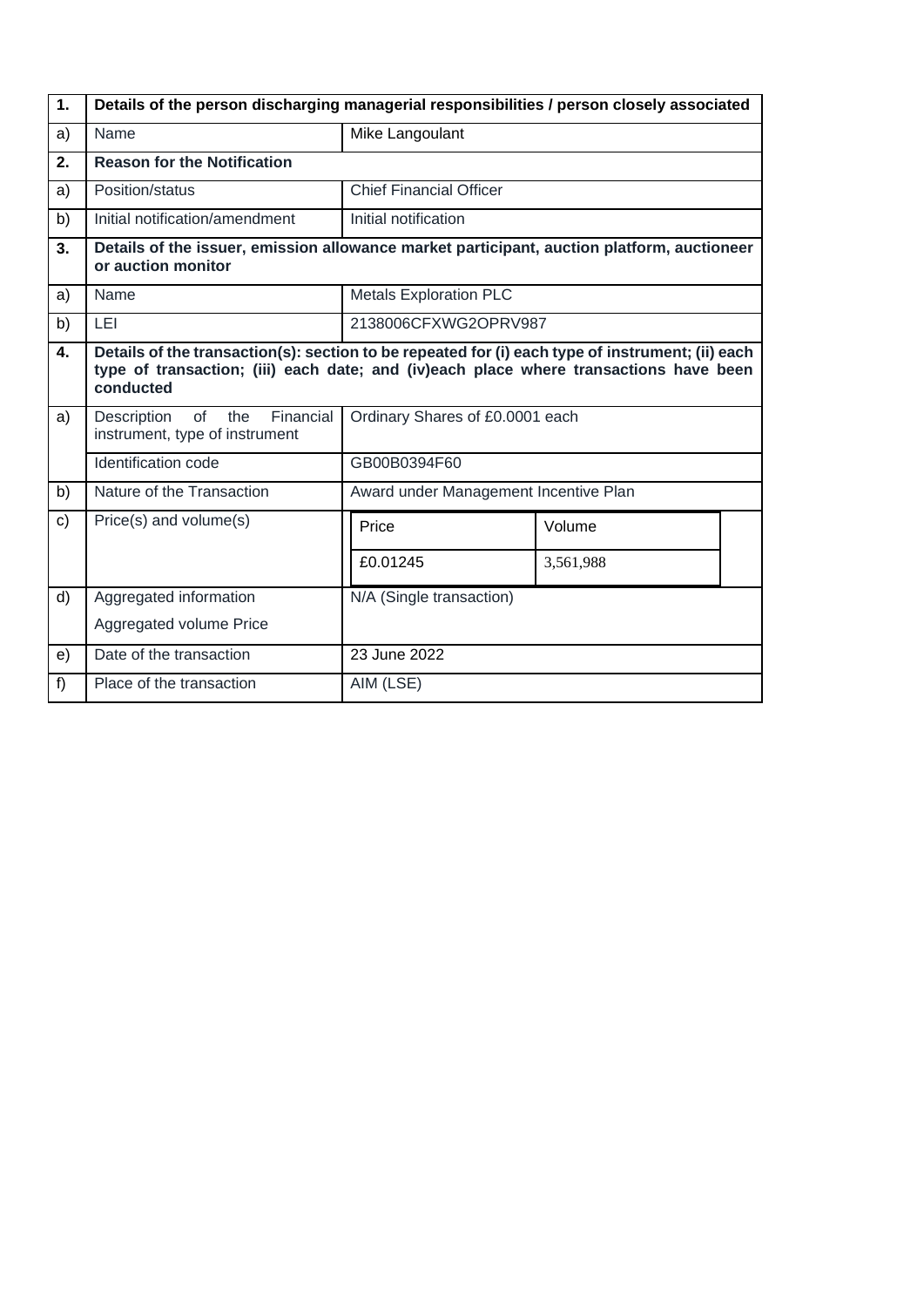| | | |
|---|---|---|
| **1.** | **Details of the person discharging managerial responsibilities / person closely associated** | |
| a) | Name | Mike Langoulant |
| **2.** | **Reason for the Notification** | |
| a) | Position/status | Chief Financial Officer |
| b) | Initial notification/amendment | Initial notification |
| **3.** | **Details of the issuer, emission allowance market participant, auction platform, auctioneer or auction monitor** | |
| a) | Name | Metals Exploration PLC |
| b) | LEI | 2138006CFXWG2OPRV987 |
| **4.** | **Details of the transaction(s): section to be repeated for (i) each type of instrument; (ii) each type of transaction; (iii) each date; and (iv)each place where transactions have been conducted** | |
| a) | Description of the Financial instrument, type of instrument | Ordinary Shares of £0.0001 each |
| | Identification code | GB00B0394F60 |
| b) | Nature of the Transaction | Award under Management Incentive Plan |
| c) | Price(s) and volume(s) | Price: £0.01245 / Volume: 3,561,988 |
| d) | Aggregated information<br>Aggregated volume Price | N/A (Single transaction) |
| e) | Date of the transaction | 23 June 2022 |
| f) | Place of the transaction | AIM (LSE) |